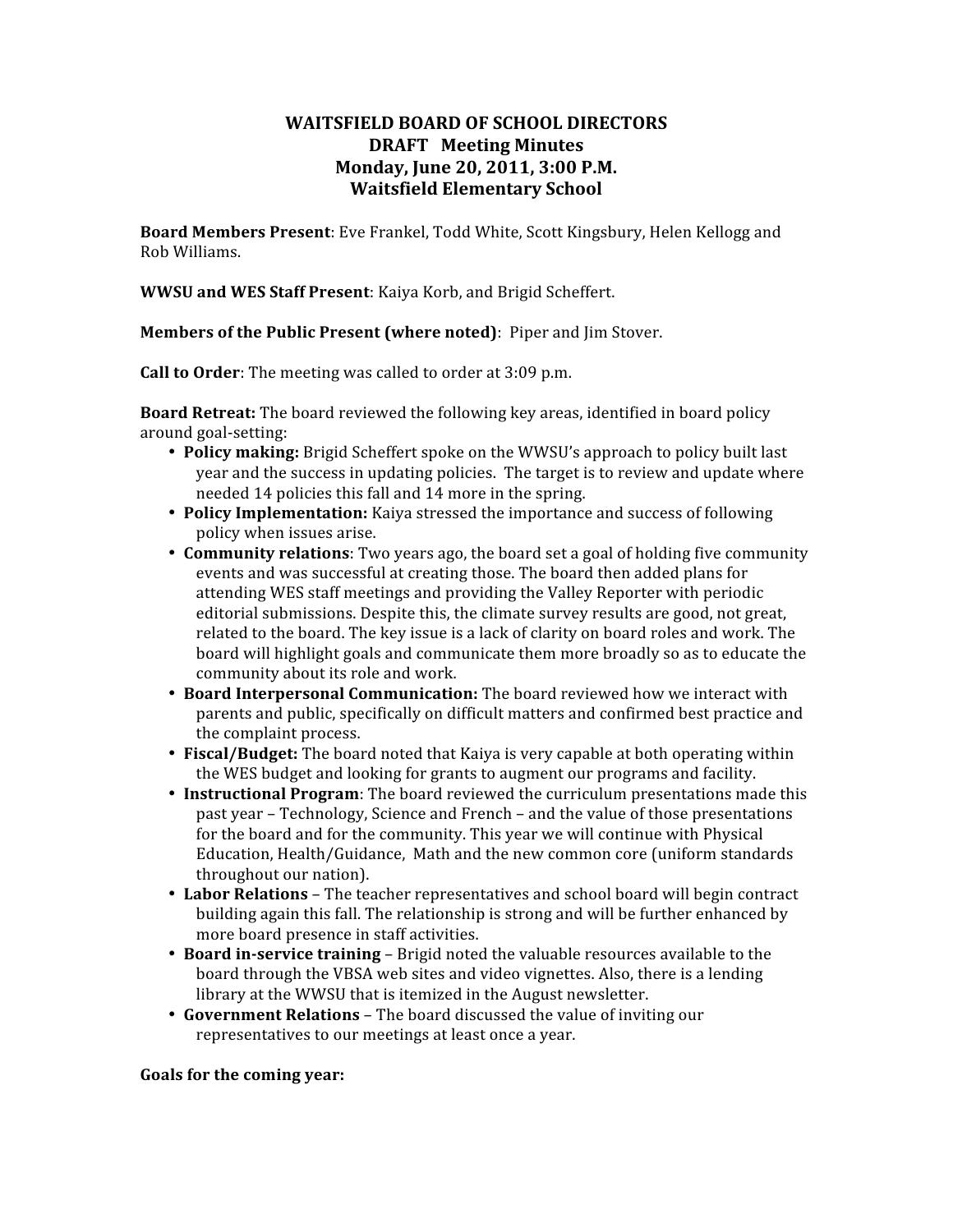# WAITSFIELD BOARD OF SCHOOL DIRECTORS
## DRAFT Meeting Minutes
## Monday, June 20, 2011, 3:00 P.M.
## Waitsfield Elementary School

**Board Members Present**: Eve Frankel, Todd White, Scott Kingsbury, Helen Kellogg and Rob Williams.

**WWSU and WES Staff Present**: Kaiya Korb, and Brigid Scheffert.

**Members of the Public Present (where noted)**: Piper and Jim Stover.

**Call to Order**: The meeting was called to order at 3:09 p.m.

**Board Retreat:** The board reviewed the following key areas, identified in board policy around goal-setting:

- **Policy making:** Brigid Scheffert spoke on the WWSU's approach to policy built last year and the success in updating policies. The target is to review and update where needed 14 policies this fall and 14 more in the spring.
- **Policy Implementation:** Kaiya stressed the importance and success of following policy when issues arise.
- **Community relations**: Two years ago, the board set a goal of holding five community events and was successful at creating those. The board then added plans for attending WES staff meetings and providing the Valley Reporter with periodic editorial submissions. Despite this, the climate survey results are good, not great, related to the board. The key issue is a lack of clarity on board roles and work. The board will highlight goals and communicate them more broadly so as to educate the community about its role and work.
- **Board Interpersonal Communication:** The board reviewed how we interact with parents and public, specifically on difficult matters and confirmed best practice and the complaint process.
- **Fiscal/Budget:** The board noted that Kaiya is very capable at both operating within the WES budget and looking for grants to augment our programs and facility.
- **Instructional Program**: The board reviewed the curriculum presentations made this past year – Technology, Science and French – and the value of those presentations for the board and for the community. This year we will continue with Physical Education, Health/Guidance, Math and the new common core (uniform standards throughout our nation).
- **Labor Relations** – The teacher representatives and school board will begin contract building again this fall. The relationship is strong and will be further enhanced by more board presence in staff activities.
- **Board in-service training** – Brigid noted the valuable resources available to the board through the VBSA web sites and video vignettes. Also, there is a lending library at the WWSU that is itemized in the August newsletter.
- **Government Relations** – The board discussed the value of inviting our representatives to our meetings at least once a year.

**Goals for the coming year:**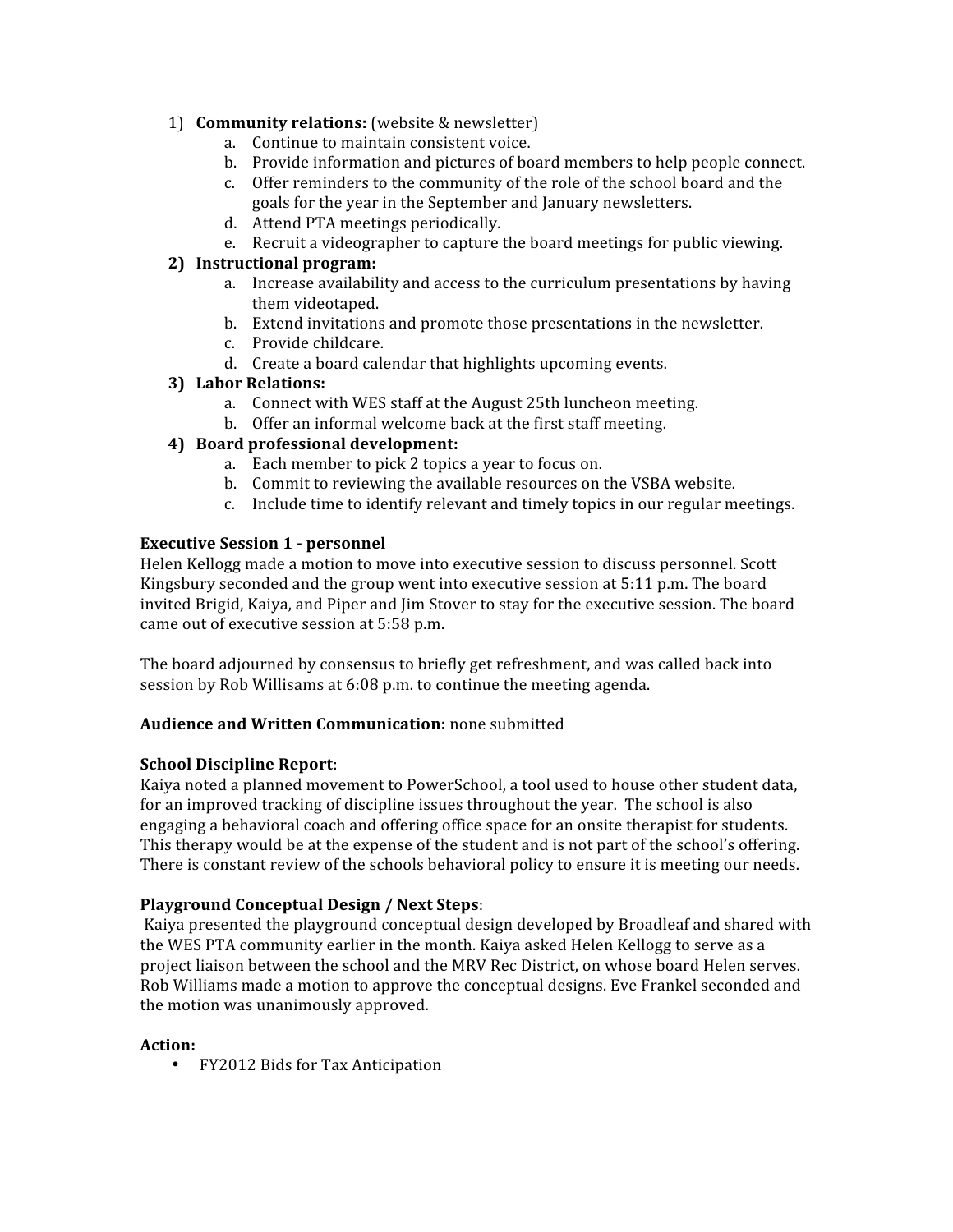1) **Community relations:** (website & newsletter)
    a. Continue to maintain consistent voice.
    b. Provide information and pictures of board members to help people connect.
    c. Offer reminders to the community of the role of the school board and the goals for the year in the September and January newsletters.
    d. Attend PTA meetings periodically.
    e. Recruit a videographer to capture the board meetings for public viewing.
2) **Instructional program:**
    a. Increase availability and access to the curriculum presentations by having them videotaped.
    b. Extend invitations and promote those presentations in the newsletter.
    c. Provide childcare.
    d. Create a board calendar that highlights upcoming events.
3) **Labor Relations:**
    a. Connect with WES staff at the August 25th luncheon meeting.
    b. Offer an informal welcome back at the first staff meeting.
4) **Board professional development:**
    a. Each member to pick 2 topics a year to focus on.
    b. Commit to reviewing the available resources on the VSBA website.
    c. Include time to identify relevant and timely topics in our regular meetings.

**Executive Session 1 - personnel**
Helen Kellogg made a motion to move into executive session to discuss personnel. Scott Kingsbury seconded and the group went into executive session at 5:11 p.m. The board invited Brigid, Kaiya, and Piper and Jim Stover to stay for the executive session. The board came out of executive session at 5:58 p.m.

The board adjourned by consensus to briefly get refreshment, and was called back into session by Rob Willisams at 6:08 p.m. to continue the meeting agenda.

**Audience and Written Communication:** none submitted

**School Discipline Report**:
Kaiya noted a planned movement to PowerSchool, a tool used to house other student data, for an improved tracking of discipline issues throughout the year. The school is also engaging a behavioral coach and offering office space for an onsite therapist for students. This therapy would be at the expense of the student and is not part of the school's offering. There is constant review of the schools behavioral policy to ensure it is meeting our needs.

**Playground Conceptual Design / Next Steps**:
Kaiya presented the playground conceptual design developed by Broadleaf and shared with the WES PTA community earlier in the month. Kaiya asked Helen Kellogg to serve as a project liaison between the school and the MRV Rec District, on whose board Helen serves. Rob Williams made a motion to approve the conceptual designs. Eve Frankel seconded and the motion was unanimously approved.

**Action:**
- FY2012 Bids for Tax Anticipation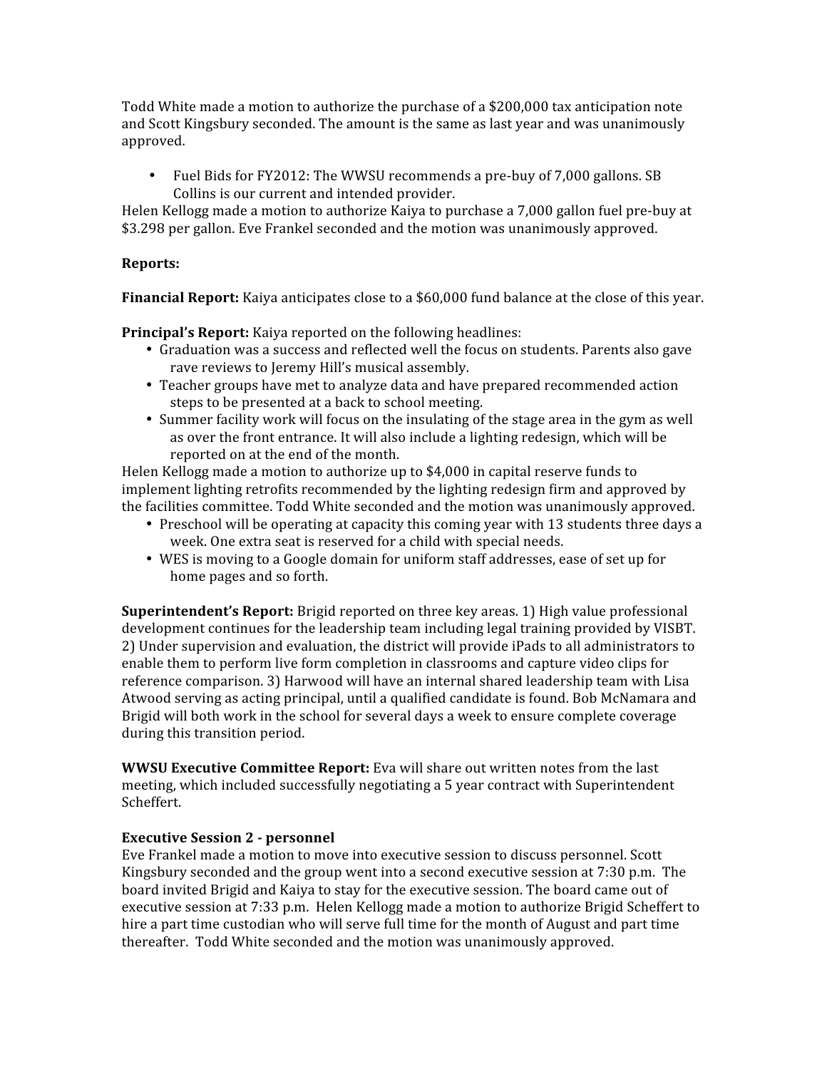Todd White made a motion to authorize the purchase of a $200,000 tax anticipation note and Scott Kingsbury seconded. The amount is the same as last year and was unanimously approved.

- Fuel Bids for FY2012: The WWSU recommends a pre-buy of 7,000 gallons. SB Collins is our current and intended provider.

Helen Kellogg made a motion to authorize Kaiya to purchase a 7,000 gallon fuel pre-buy at $3.298 per gallon. Eve Frankel seconded and the motion was unanimously approved.

**Reports:**

**Financial Report:** Kaiya anticipates close to a $60,000 fund balance at the close of this year.

**Principal's Report:** Kaiya reported on the following headlines:

- Graduation was a success and reflected well the focus on students. Parents also gave rave reviews to Jeremy Hill's musical assembly.
- Teacher groups have met to analyze data and have prepared recommended action steps to be presented at a back to school meeting.
- Summer facility work will focus on the insulating of the stage area in the gym as well as over the front entrance. It will also include a lighting redesign, which will be reported on at the end of the month.

Helen Kellogg made a motion to authorize up to $4,000 in capital reserve funds to implement lighting retrofits recommended by the lighting redesign firm and approved by the facilities committee. Todd White seconded and the motion was unanimously approved.

- Preschool will be operating at capacity this coming year with 13 students three days a week. One extra seat is reserved for a child with special needs.
- WES is moving to a Google domain for uniform staff addresses, ease of set up for home pages and so forth.

**Superintendent's Report:** Brigid reported on three key areas. 1) High value professional development continues for the leadership team including legal training provided by VISBT. 2) Under supervision and evaluation, the district will provide iPads to all administrators to enable them to perform live form completion in classrooms and capture video clips for reference comparison. 3) Harwood will have an internal shared leadership team with Lisa Atwood serving as acting principal, until a qualified candidate is found. Bob McNamara and Brigid will both work in the school for several days a week to ensure complete coverage during this transition period.

**WWSU Executive Committee Report:** Eva will share out written notes from the last meeting, which included successfully negotiating a 5 year contract with Superintendent Scheffert.

**Executive Session 2 - personnel**

Eve Frankel made a motion to move into executive session to discuss personnel. Scott Kingsbury seconded and the group went into a second executive session at 7:30 p.m. The board invited Brigid and Kaiya to stay for the executive session. The board came out of executive session at 7:33 p.m. Helen Kellogg made a motion to authorize Brigid Scheffert to hire a part time custodian who will serve full time for the month of August and part time thereafter. Todd White seconded and the motion was unanimously approved.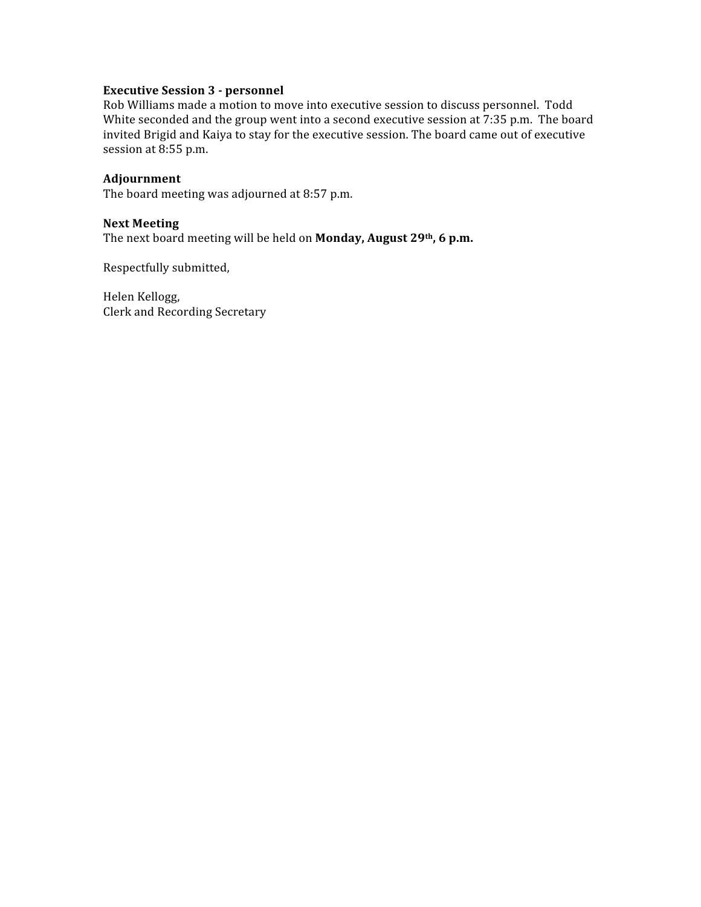**Executive Session 3 - personnel**
Rob Williams made a motion to move into executive session to discuss personnel. Todd White seconded and the group went into a second executive session at 7:35 p.m. The board invited Brigid and Kaiya to stay for the executive session. The board came out of executive session at 8:55 p.m.

**Adjournment**
The board meeting was adjourned at 8:57 p.m.

**Next Meeting**
The next board meeting will be held on **Monday, August 29th, 6 p.m.**

Respectfully submitted,

Helen Kellogg,
Clerk and Recording Secretary